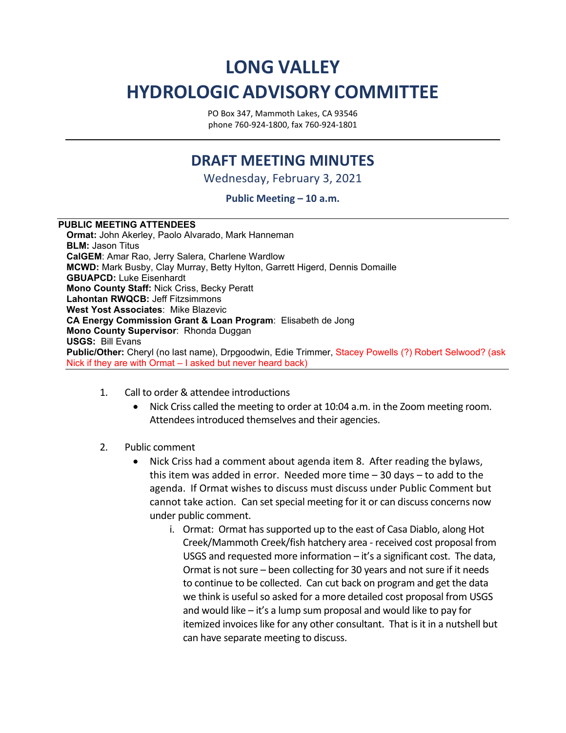# LONG VALLEY
# HYDROLOGIC ADVISORY COMMITTEE

PO Box 347, Mammoth Lakes, CA 93546
phone 760-924-1800, fax 760-924-1801

## DRAFT MEETING MINUTES

Wednesday, February 3, 2021

**Public Meeting – 10 a.m.**

**PUBLIC MEETING ATTENDEES**

**Ormat:** John Akerley, Paolo Alvarado, Mark Hanneman
**BLM:** Jason Titus
**CalGEM**: Amar Rao, Jerry Salera, Charlene Wardlow
**MCWD:** Mark Busby, Clay Murray, Betty Hylton, Garrett Higerd, Dennis Domaille
**GBUAPCD:** Luke Eisenhardt
**Mono County Staff:** Nick Criss, Becky Peratt
**Lahontan RWQCB:** Jeff Fitzsimmons
**West Yost Associates**: Mike Blazevic
**CA Energy Commission Grant & Loan Program**: Elisabeth de Jong
**Mono County Supervisor**: Rhonda Duggan
**USGS:** Bill Evans
**Public/Other:** Cheryl (no last name), Drpgoodwin, Edie Trimmer, Stacey Powells (?) Robert Selwood? (ask Nick if they are with Ormat – I asked but never heard back)

1. Call to order & attendee introductions
   - Nick Criss called the meeting to order at 10:04 a.m. in the Zoom meeting room. Attendees introduced themselves and their agencies.

2. Public comment
   - Nick Criss had a comment about agenda item 8. After reading the bylaws, this item was added in error. Needed more time – 30 days – to add to the agenda. If Ormat wishes to discuss must discuss under Public Comment but cannot take action. Can set special meeting for it or can discuss concerns now under public comment.
     i. Ormat: Ormat has supported up to the east of Casa Diablo, along Hot Creek/Mammoth Creek/fish hatchery area - received cost proposal from USGS and requested more information – it's a significant cost. The data, Ormat is not sure – been collecting for 30 years and not sure if it needs to continue to be collected. Can cut back on program and get the data we think is useful so asked for a more detailed cost proposal from USGS and would like – it's a lump sum proposal and would like to pay for itemized invoices like for any other consultant. That is it in a nutshell but can have separate meeting to discuss.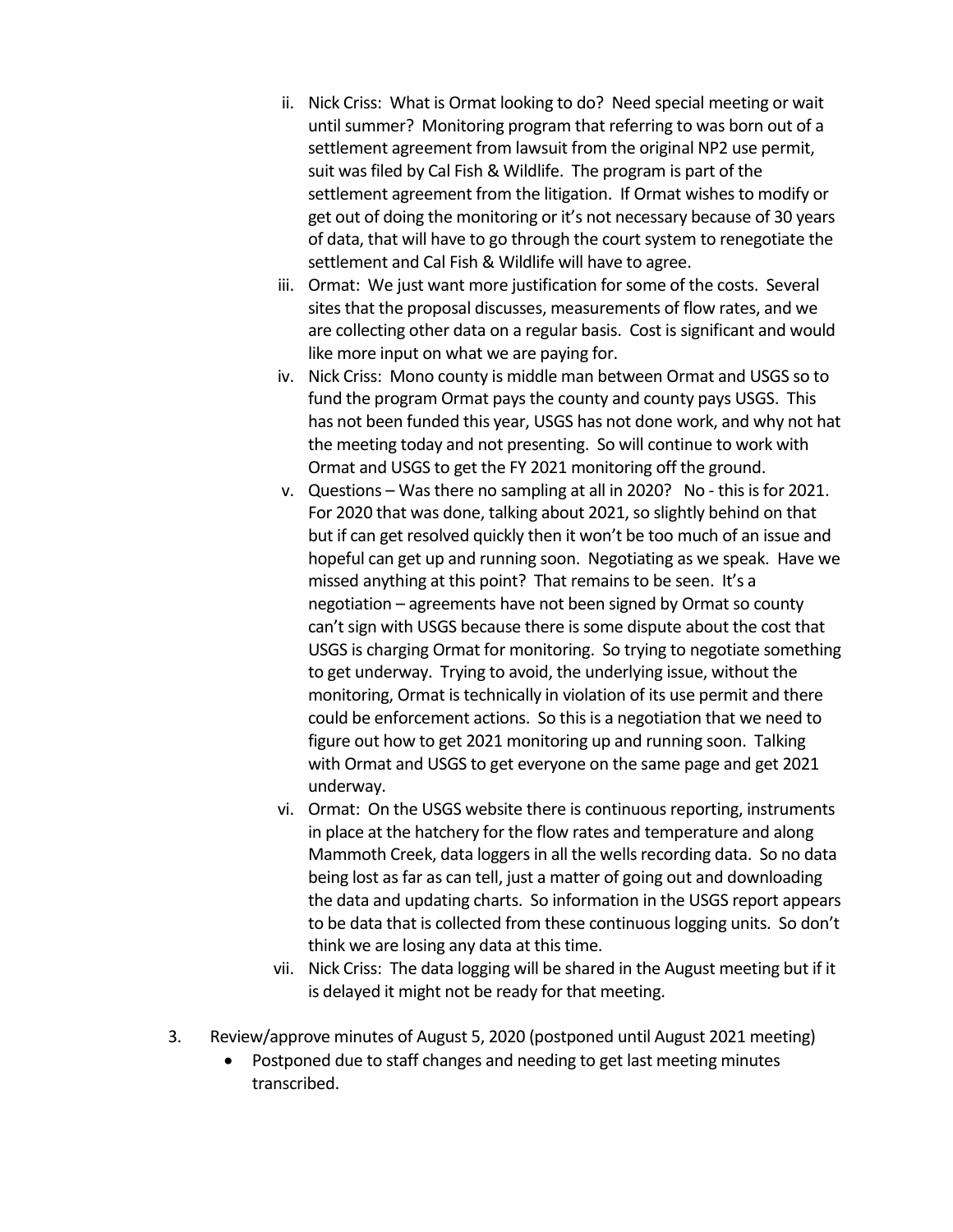ii. Nick Criss: What is Ormat looking to do? Need special meeting or wait until summer? Monitoring program that referring to was born out of a settlement agreement from lawsuit from the original NP2 use permit, suit was filed by Cal Fish & Wildlife. The program is part of the settlement agreement from the litigation. If Ormat wishes to modify or get out of doing the monitoring or it's not necessary because of 30 years of data, that will have to go through the court system to renegotiate the settlement and Cal Fish & Wildlife will have to agree.

iii. Ormat: We just want more justification for some of the costs. Several sites that the proposal discusses, measurements of flow rates, and we are collecting other data on a regular basis. Cost is significant and would like more input on what we are paying for.

iv. Nick Criss: Mono county is middle man between Ormat and USGS so to fund the program Ormat pays the county and county pays USGS. This has not been funded this year, USGS has not done work, and why not hat the meeting today and not presenting. So will continue to work with Ormat and USGS to get the FY 2021 monitoring off the ground.

v. Questions – Was there no sampling at all in 2020? No - this is for 2021. For 2020 that was done, talking about 2021, so slightly behind on that but if can get resolved quickly then it won't be too much of an issue and hopeful can get up and running soon. Negotiating as we speak. Have we missed anything at this point? That remains to be seen. It's a negotiation – agreements have not been signed by Ormat so county can't sign with USGS because there is some dispute about the cost that USGS is charging Ormat for monitoring. So trying to negotiate something to get underway. Trying to avoid, the underlying issue, without the monitoring, Ormat is technically in violation of its use permit and there could be enforcement actions. So this is a negotiation that we need to figure out how to get 2021 monitoring up and running soon. Talking with Ormat and USGS to get everyone on the same page and get 2021 underway.

vi. Ormat: On the USGS website there is continuous reporting, instruments in place at the hatchery for the flow rates and temperature and along Mammoth Creek, data loggers in all the wells recording data. So no data being lost as far as can tell, just a matter of going out and downloading the data and updating charts. So information in the USGS report appears to be data that is collected from these continuous logging units. So don't think we are losing any data at this time.

vii. Nick Criss: The data logging will be shared in the August meeting but if it is delayed it might not be ready for that meeting.

3. Review/approve minutes of August 5, 2020 (postponed until August 2021 meeting)
   - Postponed due to staff changes and needing to get last meeting minutes transcribed.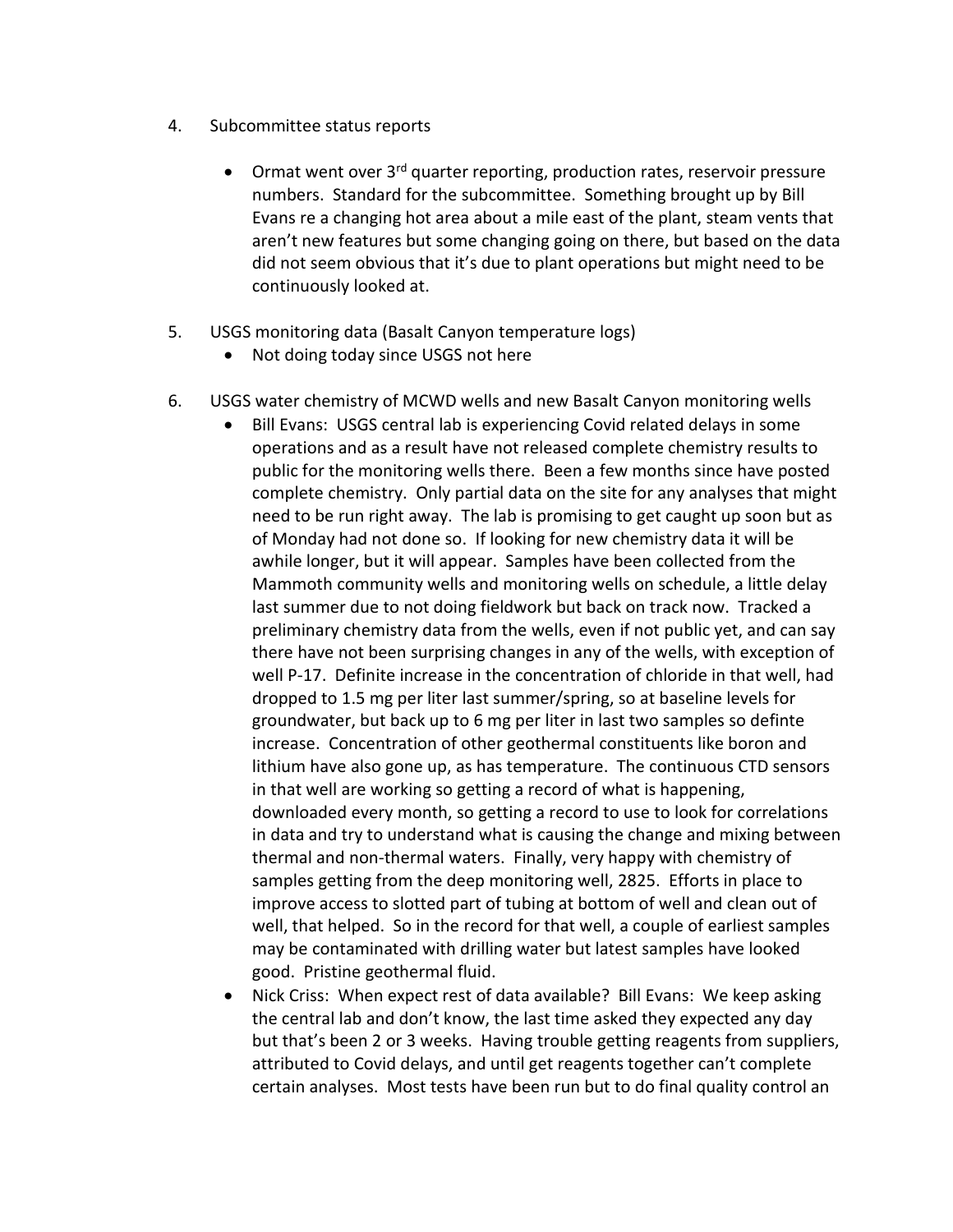4. Subcommittee status reports

   - Ormat went over 3rd quarter reporting, production rates, reservoir pressure numbers. Standard for the subcommittee. Something brought up by Bill Evans re a changing hot area about a mile east of the plant, steam vents that aren't new features but some changing going on there, but based on the data did not seem obvious that it's due to plant operations but might need to be continuously looked at.

5. USGS monitoring data (Basalt Canyon temperature logs)
   - Not doing today since USGS not here

6. USGS water chemistry of MCWD wells and new Basalt Canyon monitoring wells
   - Bill Evans: USGS central lab is experiencing Covid related delays in some operations and as a result have not released complete chemistry results to public for the monitoring wells there. Been a few months since have posted complete chemistry. Only partial data on the site for any analyses that might need to be run right away. The lab is promising to get caught up soon but as of Monday had not done so. If looking for new chemistry data it will be awhile longer, but it will appear. Samples have been collected from the Mammoth community wells and monitoring wells on schedule, a little delay last summer due to not doing fieldwork but back on track now. Tracked a preliminary chemistry data from the wells, even if not public yet, and can say there have not been surprising changes in any of the wells, with exception of well P-17. Definite increase in the concentration of chloride in that well, had dropped to 1.5 mg per liter last summer/spring, so at baseline levels for groundwater, but back up to 6 mg per liter in last two samples so definte increase. Concentration of other geothermal constituents like boron and lithium have also gone up, as has temperature. The continuous CTD sensors in that well are working so getting a record of what is happening, downloaded every month, so getting a record to use to look for correlations in data and try to understand what is causing the change and mixing between thermal and non-thermal waters. Finally, very happy with chemistry of samples getting from the deep monitoring well, 2825. Efforts in place to improve access to slotted part of tubing at bottom of well and clean out of well, that helped. So in the record for that well, a couple of earliest samples may be contaminated with drilling water but latest samples have looked good. Pristine geothermal fluid.
   - Nick Criss: When expect rest of data available? Bill Evans: We keep asking the central lab and don't know, the last time asked they expected any day but that's been 2 or 3 weeks. Having trouble getting reagents from suppliers, attributed to Covid delays, and until get reagents together can't complete certain analyses. Most tests have been run but to do final quality control an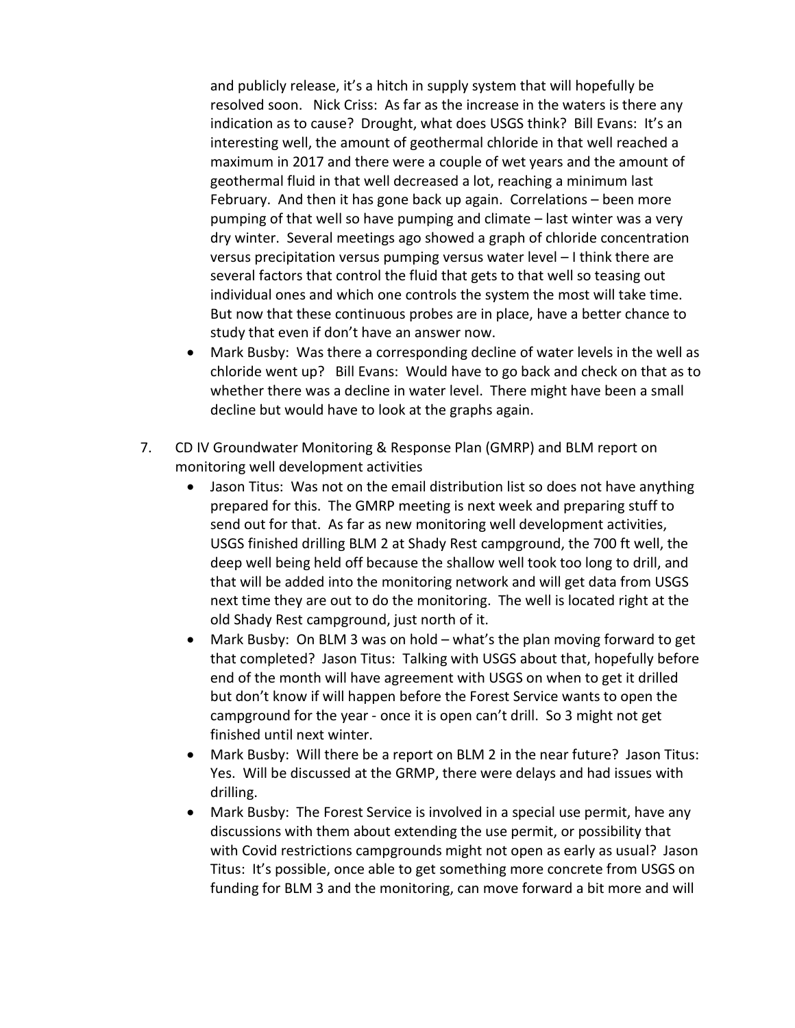and publicly release, it's a hitch in supply system that will hopefully be resolved soon. Nick Criss: As far as the increase in the waters is there any indication as to cause? Drought, what does USGS think? Bill Evans: It's an interesting well, the amount of geothermal chloride in that well reached a maximum in 2017 and there were a couple of wet years and the amount of geothermal fluid in that well decreased a lot, reaching a minimum last February. And then it has gone back up again. Correlations – been more pumping of that well so have pumping and climate – last winter was a very dry winter. Several meetings ago showed a graph of chloride concentration versus precipitation versus pumping versus water level – I think there are several factors that control the fluid that gets to that well so teasing out individual ones and which one controls the system the most will take time. But now that these continuous probes are in place, have a better chance to study that even if don't have an answer now.

- Mark Busby: Was there a corresponding decline of water levels in the well as chloride went up? Bill Evans: Would have to go back and check on that as to whether there was a decline in water level. There might have been a small decline but would have to look at the graphs again.

7. CD IV Groundwater Monitoring & Response Plan (GMRP) and BLM report on monitoring well development activities
   - Jason Titus: Was not on the email distribution list so does not have anything prepared for this. The GMRP meeting is next week and preparing stuff to send out for that. As far as new monitoring well development activities, USGS finished drilling BLM 2 at Shady Rest campground, the 700 ft well, the deep well being held off because the shallow well took too long to drill, and that will be added into the monitoring network and will get data from USGS next time they are out to do the monitoring. The well is located right at the old Shady Rest campground, just north of it.
   - Mark Busby: On BLM 3 was on hold – what's the plan moving forward to get that completed? Jason Titus: Talking with USGS about that, hopefully before end of the month will have agreement with USGS on when to get it drilled but don't know if will happen before the Forest Service wants to open the campground for the year - once it is open can't drill. So 3 might not get finished until next winter.
   - Mark Busby: Will there be a report on BLM 2 in the near future? Jason Titus: Yes. Will be discussed at the GRMP, there were delays and had issues with drilling.
   - Mark Busby: The Forest Service is involved in a special use permit, have any discussions with them about extending the use permit, or possibility that with Covid restrictions campgrounds might not open as early as usual? Jason Titus: It's possible, once able to get something more concrete from USGS on funding for BLM 3 and the monitoring, can move forward a bit more and will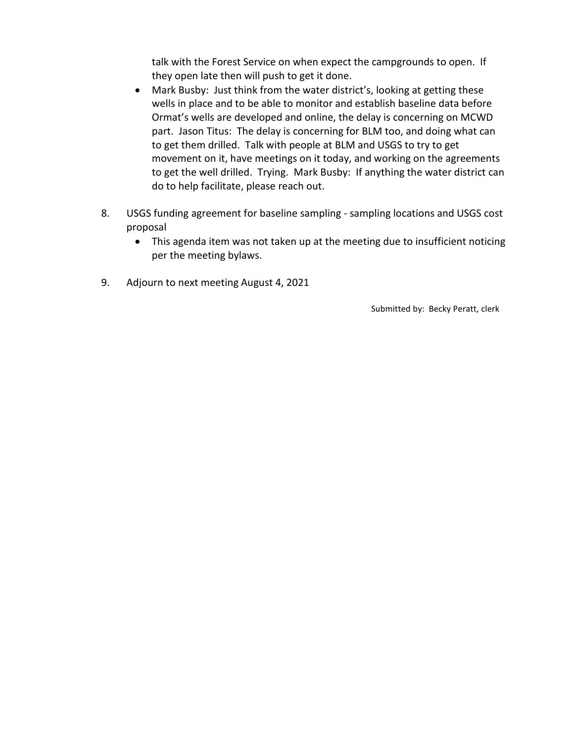talk with the Forest Service on when expect the campgrounds to open. If they open late then will push to get it done.

- Mark Busby: Just think from the water district's, looking at getting these wells in place and to be able to monitor and establish baseline data before Ormat's wells are developed and online, the delay is concerning on MCWD part. Jason Titus: The delay is concerning for BLM too, and doing what can to get them drilled. Talk with people at BLM and USGS to try to get movement on it, have meetings on it today, and working on the agreements to get the well drilled. Trying. Mark Busby: If anything the water district can do to help facilitate, please reach out.

8. USGS funding agreement for baseline sampling - sampling locations and USGS cost proposal
   - This agenda item was not taken up at the meeting due to insufficient noticing per the meeting bylaws.

9. Adjourn to next meeting August 4, 2021

Submitted by: Becky Peratt, clerk